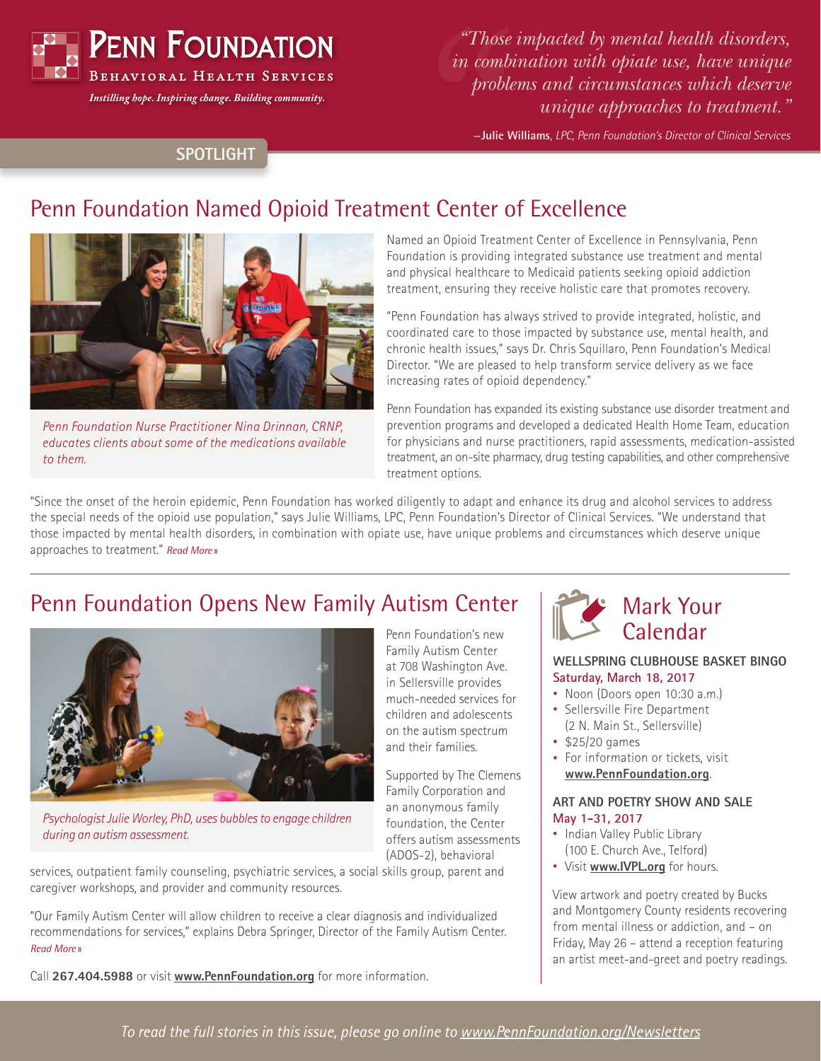# Penn Foundation

**Behavioral Health Services**

*Instilling hope. Inspiring change. Building community.*

*"Those impacted by mental health disorders, in combination with opiate use, have unique problems and circumstances which deserve unique approaches to treatment."*

—**Julie Williams**, *LPC, Penn Foundation's Director of Clinical Services*

**SPOTLIGHT**

## Penn Foundation Named Opioid Treatment Center of Excellence

*Penn Foundation Nurse Practitioner Nina Drinnan, CRNP, educates clients about some of the medications available to them.*

Named an Opioid Treatment Center of Excellence in Pennsylvania, Penn Foundation is providing integrated substance use treatment and mental and physical healthcare to Medicaid patients seeking opioid addiction treatment, ensuring they receive holistic care that promotes recovery.

"Penn Foundation has always strived to provide integrated, holistic, and coordinated care to those impacted by substance use, mental health, and chronic health issues," says Dr. Chris Squillaro, Penn Foundation's Medical Director. "We are pleased to help transform service delivery as we face increasing rates of opioid dependency."

Penn Foundation has expanded its existing substance use disorder treatment and prevention programs and developed a dedicated Health Home Team, education for physicians and nurse practitioners, rapid assessments, medication-assisted treatment, an on-site pharmacy, drug testing capabilities, and other comprehensive treatment options.

"Since the onset of the heroin epidemic, Penn Foundation has worked diligently to adapt and enhance its drug and alcohol services to address the special needs of the opioid use population," says Julie Williams, LPC, Penn Foundation's Director of Clinical Services. "We understand that those impacted by mental health disorders, in combination with opiate use, have unique problems and circumstances which deserve unique approaches to treatment." *Read More »*

## Penn Foundation Opens New Family Autism Center

*Psychologist Julie Worley, PhD, uses bubbles to engage children during an autism assessment.*

Penn Foundation's new Family Autism Center at 708 Washington Ave. in Sellersville provides much-needed services for children and adolescents on the autism spectrum and their families.

Supported by The Clemens Family Corporation and an anonymous family foundation, the Center offers autism assessments (ADOS-2), behavioral services, outpatient family counseling, psychiatric services, a social skills group, parent and caregiver workshops, and provider and community resources.

"Our Family Autism Center will allow children to receive a clear diagnosis and individualized recommendations for services," explains Debra Springer, Director of the Family Autism Center. *Read More »*

Call **267.404.5988** or visit **www.PennFoundation.org** for more information.

## Mark Your Calendar

### WELLSPRING CLUBHOUSE BASKET BINGO

**Saturday, March 18, 2017**

- Noon (Doors open 10:30 a.m.)
- Sellersville Fire Department (2 N. Main St., Sellersville)
- $25/20 games
- For information or tickets, visit **www.PennFoundation.org**.

### ART AND POETRY SHOW AND SALE

**May 1–31, 2017**

- Indian Valley Public Library (100 E. Church Ave., Telford)
- Visit **www.IVPL.org** for hours.

View artwork and poetry created by Bucks and Montgomery County residents recovering from mental illness or addiction, and – on Friday, May 26 – attend a reception featuring an artist meet-and-greet and poetry readings.

*To read the full stories in this issue, please go online to www.PennFoundation.org/Newsletters*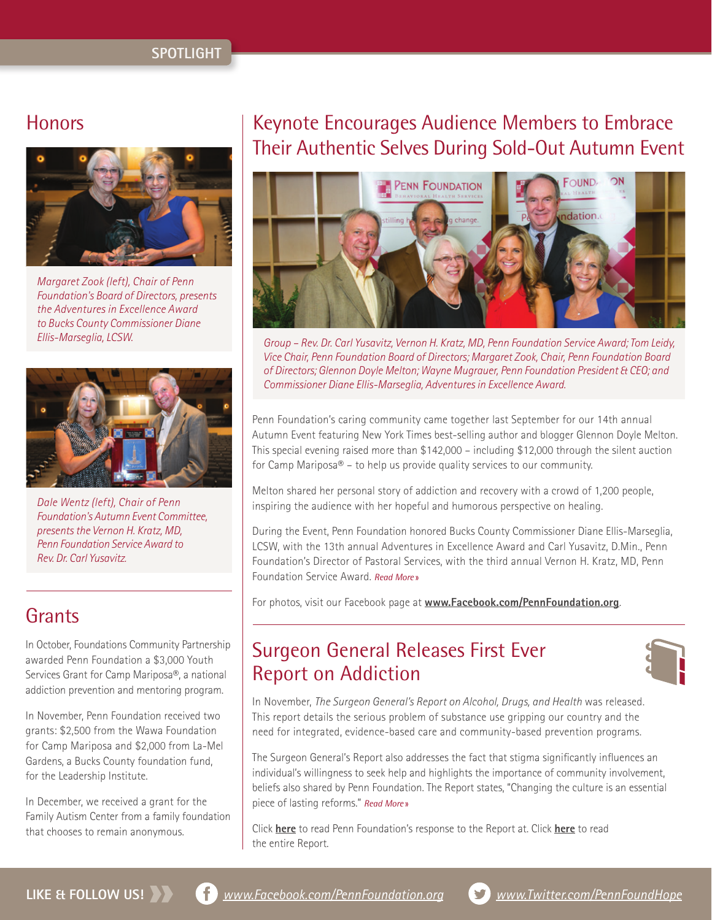SPOTLIGHT

## Honors

*Margaret Zook (left), Chair of Penn Foundation's Board of Directors, presents the Adventures in Excellence Award to Bucks County Commissioner Diane Ellis-Marseglia, LCSW.*

*Dale Wentz (left), Chair of Penn Foundation's Autumn Event Committee, presents the Vernon H. Kratz, MD, Penn Foundation Service Award to Rev. Dr. Carl Yusavitz.*

## Grants

In October, Foundations Community Partnership awarded Penn Foundation a $3,000 Youth Services Grant for Camp Mariposa®, a national addiction prevention and mentoring program.

In November, Penn Foundation received two grants: $2,500 from the Wawa Foundation for Camp Mariposa and $2,000 from La-Mel Gardens, a Bucks County foundation fund, for the Leadership Institute.

In December, we received a grant for the Family Autism Center from a family foundation that chooses to remain anonymous.

## Keynote Encourages Audience Members to Embrace Their Authentic Selves During Sold-Out Autumn Event

*Group – Rev. Dr. Carl Yusavitz, Vernon H. Kratz, MD, Penn Foundation Service Award; Tom Leidy, Vice Chair, Penn Foundation Board of Directors; Margaret Zook, Chair, Penn Foundation Board of Directors; Glennon Doyle Melton; Wayne Mugrauer, Penn Foundation President & CEO; and Commissioner Diane Ellis-Marseglia, Adventures in Excellence Award.*

Penn Foundation's caring community came together last September for our 14th annual Autumn Event featuring New York Times best-selling author and blogger Glennon Doyle Melton. This special evening raised more than $142,000 – including $12,000 through the silent auction for Camp Mariposa® – to help us provide quality services to our community.

Melton shared her personal story of addiction and recovery with a crowd of 1,200 people, inspiring the audience with her hopeful and humorous perspective on healing.

During the Event, Penn Foundation honored Bucks County Commissioner Diane Ellis-Marseglia, LCSW, with the 13th annual Adventures in Excellence Award and Carl Yusavitz, D.Min., Penn Foundation's Director of Pastoral Services, with the third annual Vernon H. Kratz, MD, Penn Foundation Service Award. *Read More»*

For photos, visit our Facebook page at **www.Facebook.com/PennFoundation.org**.

## Surgeon General Releases First Ever Report on Addiction

In November, *The Surgeon General's Report on Alcohol, Drugs, and Health* was released. This report details the serious problem of substance use gripping our country and the need for integrated, evidence-based care and community-based prevention programs.

The Surgeon General's Report also addresses the fact that stigma significantly influences an individual's willingness to seek help and highlights the importance of community involvement, beliefs also shared by Penn Foundation. The Report states, "Changing the culture is an essential piece of lasting reforms." *Read More»*

Click **here** to read Penn Foundation's response to the Report at. Click **here** to read the entire Report.

LIKE & FOLLOW US! www.Facebook.com/PennFoundation.org www.Twitter.com/PennFoundHope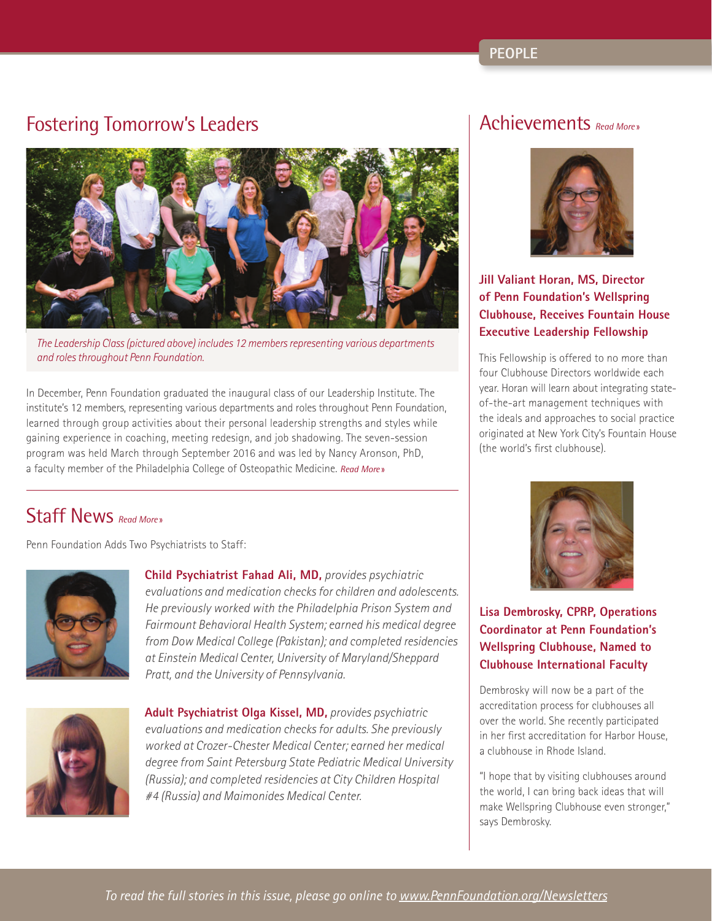PEOPLE

## Fostering Tomorrow's Leaders

*The Leadership Class (pictured above) includes 12 members representing various departments and roles throughout Penn Foundation.*

In December, Penn Foundation graduated the inaugural class of our Leadership Institute. The institute's 12 members, representing various departments and roles throughout Penn Foundation, learned through group activities about their personal leadership strengths and styles while gaining experience in coaching, meeting redesign, and job shadowing. The seven-session program was held March through September 2016 and was led by Nancy Aronson, PhD, a faculty member of the Philadelphia College of Osteopathic Medicine. *Read More»*

## Staff News *Read More»*

Penn Foundation Adds Two Psychiatrists to Staff:

**Child Psychiatrist Fahad Ali, MD,** *provides psychiatric evaluations and medication checks for children and adolescents. He previously worked with the Philadelphia Prison System and Fairmount Behavioral Health System; earned his medical degree from Dow Medical College (Pakistan); and completed residencies at Einstein Medical Center, University of Maryland/Sheppard Pratt, and the University of Pennsylvania.*

**Adult Psychiatrist Olga Kissel, MD,** *provides psychiatric evaluations and medication checks for adults. She previously worked at Crozer-Chester Medical Center; earned her medical degree from Saint Petersburg State Pediatric Medical University (Russia); and completed residencies at City Children Hospital #4 (Russia) and Maimonides Medical Center.*

## Achievements *Read More»*

### Jill Valiant Horan, MS, Director of Penn Foundation's Wellspring Clubhouse, Receives Fountain House Executive Leadership Fellowship

This Fellowship is offered to no more than four Clubhouse Directors worldwide each year. Horan will learn about integrating state-of-the-art management techniques with the ideals and approaches to social practice originated at New York City's Fountain House (the world's first clubhouse).

### Lisa Dembrosky, CPRP, Operations Coordinator at Penn Foundation's Wellspring Clubhouse, Named to Clubhouse International Faculty

Dembrosky will now be a part of the accreditation process for clubhouses all over the world. She recently participated in her first accreditation for Harbor House, a clubhouse in Rhode Island.

"I hope that by visiting clubhouses around the world, I can bring back ideas that will make Wellspring Clubhouse even stronger," says Dembrosky.

*To read the full stories in this issue, please go online to www.PennFoundation.org/Newsletters*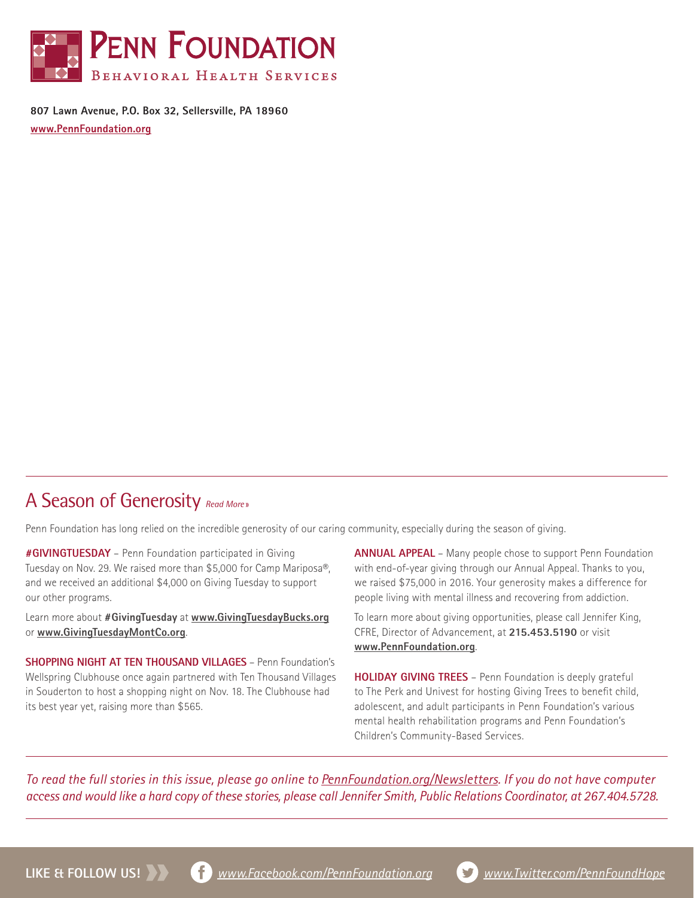# Penn Foundation

Behavioral Health Services

**807 Lawn Avenue, P.O. Box 32, Sellersville, PA 18960**

**www.PennFoundation.org**

## A Season of Generosity *Read More»*

Penn Foundation has long relied on the incredible generosity of our caring community, especially during the season of giving.

**#GIVINGTUESDAY** – Penn Foundation participated in Giving Tuesday on Nov. 29. We raised more than $5,000 for Camp Mariposa®, and we received an additional $4,000 on Giving Tuesday to support our other programs.

Learn more about **#GivingTuesday** at **www.GivingTuesdayBucks.org** or **www.GivingTuesdayMontCo.org**.

**SHOPPING NIGHT AT TEN THOUSAND VILLAGES** – Penn Foundation's Wellspring Clubhouse once again partnered with Ten Thousand Villages in Souderton to host a shopping night on Nov. 18. The Clubhouse had its best year yet, raising more than $565.

**ANNUAL APPEAL** – Many people chose to support Penn Foundation with end-of-year giving through our Annual Appeal. Thanks to you, we raised $75,000 in 2016. Your generosity makes a difference for people living with mental illness and recovering from addiction.

To learn more about giving opportunities, please call Jennifer King, CFRE, Director of Advancement, at **215.453.5190** or visit **www.PennFoundation.org**.

**HOLIDAY GIVING TREES** – Penn Foundation is deeply grateful to The Perk and Univest for hosting Giving Trees to benefit child, adolescent, and adult participants in Penn Foundation's various mental health rehabilitation programs and Penn Foundation's Children's Community-Based Services.

*To read the full stories in this issue, please go online to PennFoundation.org/Newsletters. If you do not have computer access and would like a hard copy of these stories, please call Jennifer Smith, Public Relations Coordinator, at 267.404.5728.*

**LIKE & FOLLOW US!** *www.Facebook.com/PennFoundation.org* *www.Twitter.com/PennFoundHope*